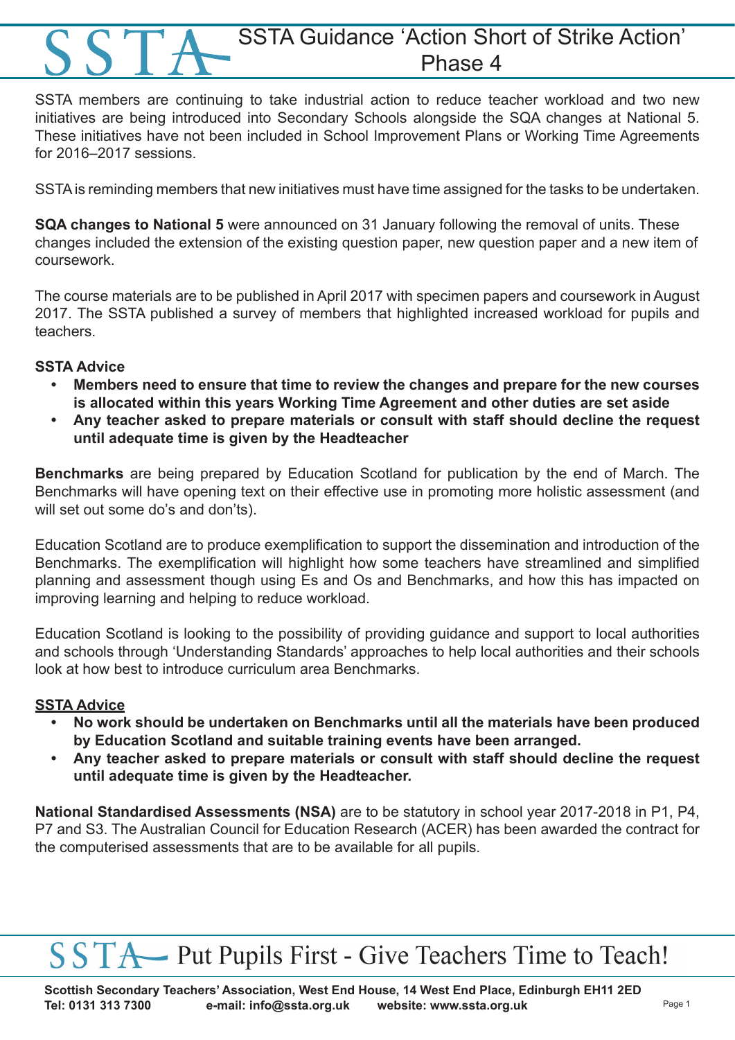# SSTA Guidance 'Action Short of Strike Action' Phase 4

SSTA members are continuing to take industrial action to reduce teacher workload and two new initiatives are being introduced into Secondary Schools alongside the SQA changes at National 5. These initiatives have not been included in School Improvement Plans or Working Time Agreements for 2016–2017 sessions.

SSTA is reminding members that new initiatives must have time assigned for the tasks to be undertaken.

**SQA changes to National 5** were announced on 31 January following the removal of units. These changes included the extension of the existing question paper, new question paper and a new item of coursework.

The course materials are to be published in April 2017 with specimen papers and coursework in August 2017. The SSTA published a survey of members that highlighted increased workload for pupils and teachers.

**SSTA Advice**

- **Members need to ensure that time to review the changes and prepare for the new courses is allocated within this years Working Time Agreement and other duties are set aside**
- **Any teacher asked to prepare materials or consult with staff should decline the request until adequate time is given by the Headteacher**

**Benchmarks** are being prepared by Education Scotland for publication by the end of March. The Benchmarks will have opening text on their effective use in promoting more holistic assessment (and will set out some do's and don'ts).

Education Scotland are to produce exemplification to support the dissemination and introduction of the Benchmarks. The exemplification will highlight how some teachers have streamlined and simplified planning and assessment though using Es and Os and Benchmarks, and how this has impacted on improving learning and helping to reduce workload.

Education Scotland is looking to the possibility of providing guidance and support to local authorities and schools through 'Understanding Standards' approaches to help local authorities and their schools look at how best to introduce curriculum area Benchmarks.

**SSTA Advice**

- **No work should be undertaken on Benchmarks until all the materials have been produced by Education Scotland and suitable training events have been arranged.**
- **Any teacher asked to prepare materials or consult with staff should decline the request until adequate time is given by the Headteacher.**

**National Standardised Assessments (NSA)** are to be statutory in school year 2017-2018 in P1, P4, P7 and S3. The Australian Council for Education Research (ACER) has been awarded the contract for the computerised assessments that are to be available for all pupils.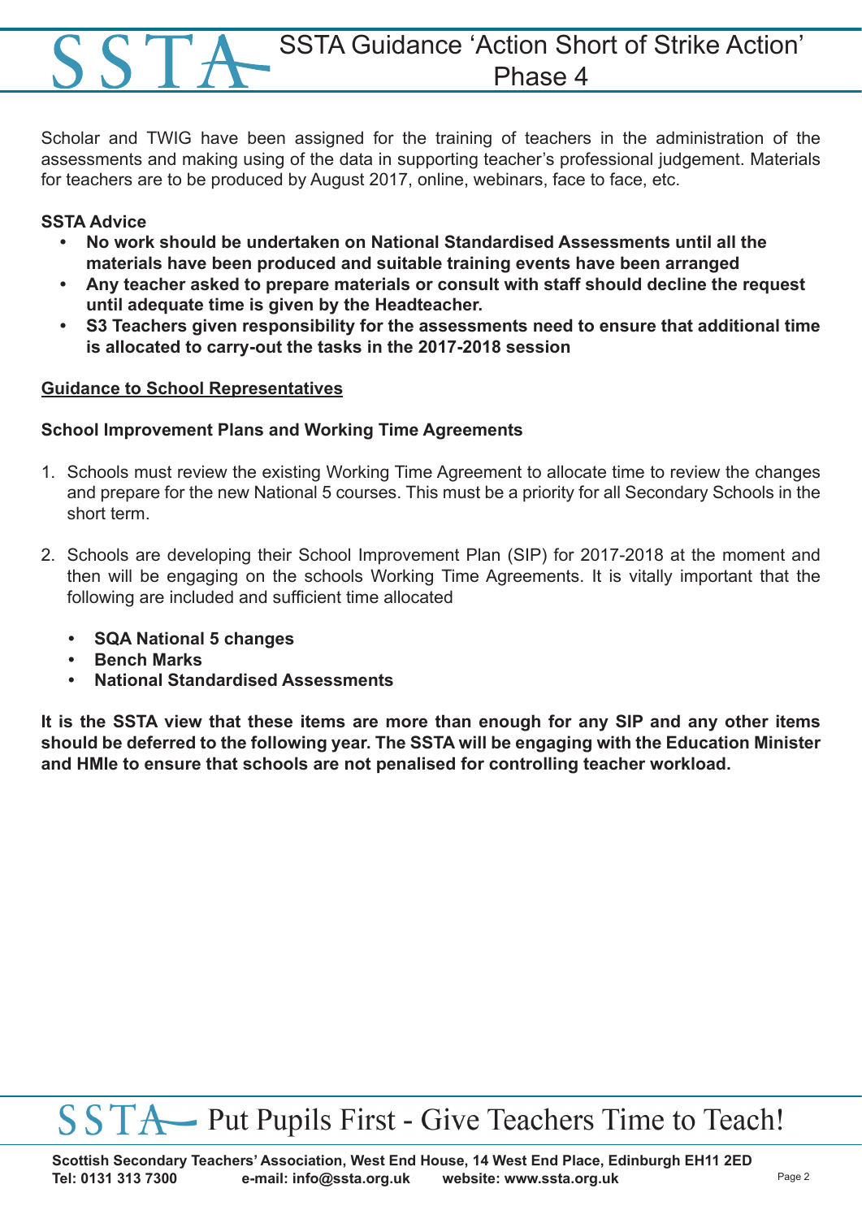Scholar and TWIG have been assigned for the training of teachers in the administration of the assessments and making using of the data in supporting teacher's professional judgement. Materials for teachers are to be produced by August 2017, online, webinars, face to face, etc.

**SSTA Advice**

- **No work should be undertaken on National Standardised Assessments until all the materials have been produced and suitable training events have been arranged**
- **Any teacher asked to prepare materials or consult with staff should decline the request until adequate time is given by the Headteacher.**
- **S3 Teachers given responsibility for the assessments need to ensure that additional time is allocated to carry-out the tasks in the 2017-2018 session**

## Guidance to School Representatives

### School Improvement Plans and Working Time Agreements

1. Schools must review the existing Working Time Agreement to allocate time to review the changes and prepare for the new National 5 courses. This must be a priority for all Secondary Schools in the short term.

2. Schools are developing their School Improvement Plan (SIP) for 2017-2018 at the moment and then will be engaging on the schools Working Time Agreements. It is vitally important that the following are included and sufficient time allocated

   - **SQA National 5 changes**
   - **Bench Marks**
   - **National Standardised Assessments**

**It is the SSTA view that these items are more than enough for any SIP and any other items should be deferred to the following year. The SSTA will be engaging with the Education Minister and HMIe to ensure that schools are not penalised for controlling teacher workload.**